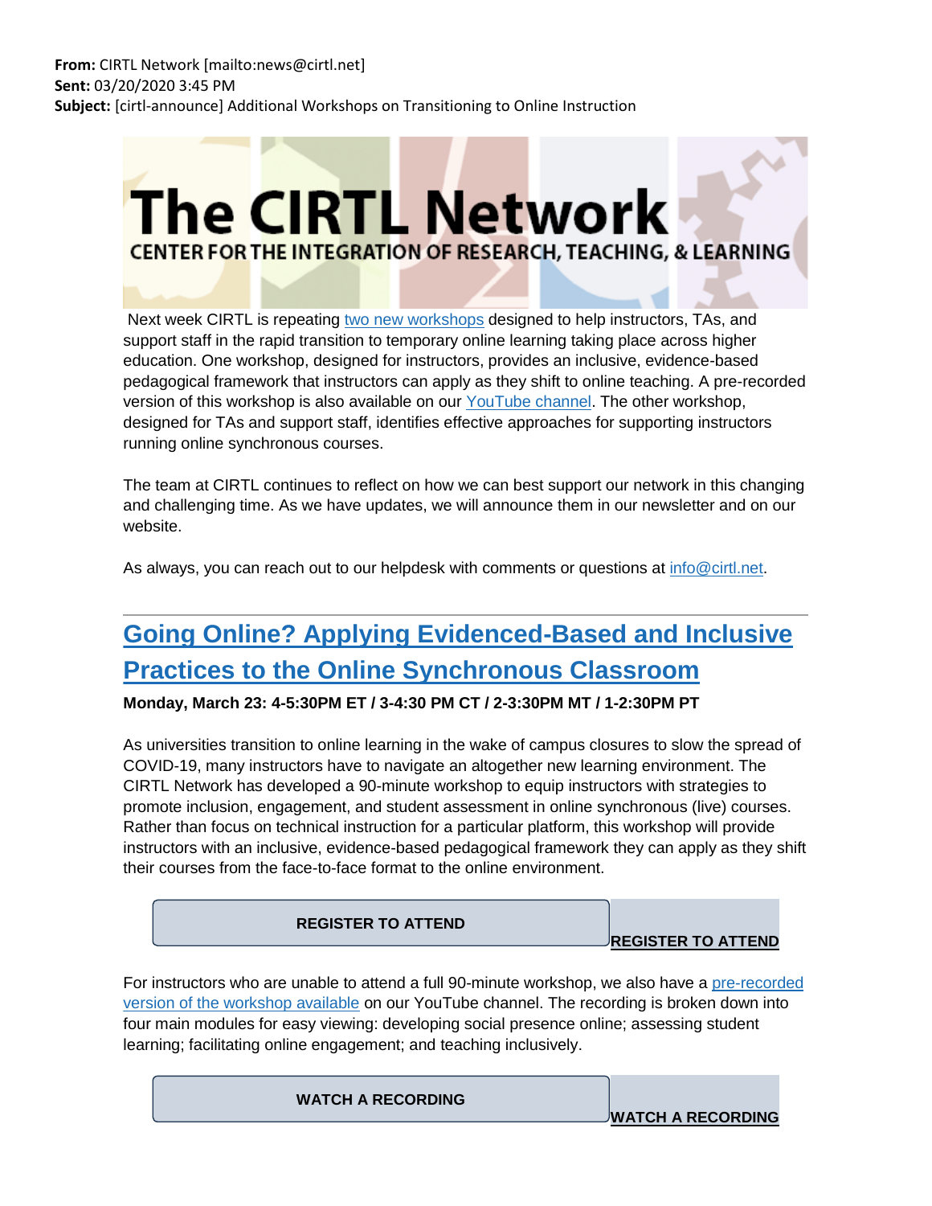**From:** CIRTL Network [mailto:news@cirtl.net]
**Sent:** 03/20/2020 3:45 PM
**Subject:** [cirtl-announce] Additional Workshops on Transitioning to Online Instruction

# The CIRTL Network

CENTER FOR THE INTEGRATION OF RESEARCH, TEACHING, & LEARNING

Next week CIRTL is repeating two new workshops designed to help instructors, TAs, and support staff in the rapid transition to temporary online learning taking place across higher education. One workshop, designed for instructors, provides an inclusive, evidence-based pedagogical framework that instructors can apply as they shift to online teaching. A pre-recorded version of this workshop is also available on our YouTube channel. The other workshop, designed for TAs and support staff, identifies effective approaches for supporting instructors running online synchronous courses.

The team at CIRTL continues to reflect on how we can best support our network in this changing and challenging time. As we have updates, we will announce them in our newsletter and on our website.

As always, you can reach out to our helpdesk with comments or questions at info@cirtl.net.

---

## Going Online? Applying Evidenced-Based and Inclusive Practices to the Online Synchronous Classroom

**Monday, March 23: 4-5:30PM ET / 3-4:30 PM CT / 2-3:30PM MT / 1-2:30PM PT**

As universities transition to online learning in the wake of campus closures to slow the spread of COVID-19, many instructors have to navigate an altogether new learning environment. The CIRTL Network has developed a 90-minute workshop to equip instructors with strategies to promote inclusion, engagement, and student assessment in online synchronous (live) courses. Rather than focus on technical instruction for a particular platform, this workshop will provide instructors with an inclusive, evidence-based pedagogical framework they can apply as they shift their courses from the face-to-face format to the online environment.

**REGISTER TO ATTEND**

For instructors who are unable to attend a full 90-minute workshop, we also have a pre-recorded version of the workshop available on our YouTube channel. The recording is broken down into four main modules for easy viewing: developing social presence online; assessing student learning; facilitating online engagement; and teaching inclusively.

**WATCH A RECORDING**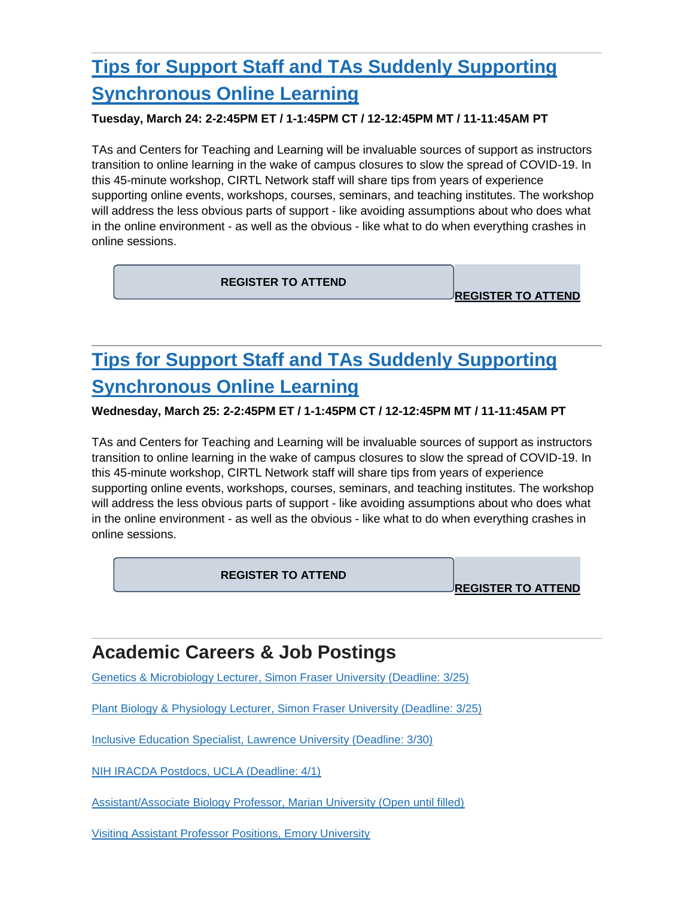## Tips for Support Staff and TAs Suddenly Supporting Synchronous Online Learning

**Tuesday, March 24: 2-2:45PM ET / 1-1:45PM CT / 12-12:45PM MT / 11-11:45AM PT**

TAs and Centers for Teaching and Learning will be invaluable sources of support as instructors transition to online learning in the wake of campus closures to slow the spread of COVID-19. In this 45-minute workshop, CIRTL Network staff will share tips from years of experience supporting online events, workshops, courses, seminars, and teaching institutes. The workshop will address the less obvious parts of support - like avoiding assumptions about who does what in the online environment - as well as the obvious - like what to do when everything crashes in online sessions.

**REGISTER TO ATTEND** **REGISTER TO ATTEND**

## Tips for Support Staff and TAs Suddenly Supporting Synchronous Online Learning

**Wednesday, March 25: 2-2:45PM ET / 1-1:45PM CT / 12-12:45PM MT / 11-11:45AM PT**

TAs and Centers for Teaching and Learning will be invaluable sources of support as instructors transition to online learning in the wake of campus closures to slow the spread of COVID-19. In this 45-minute workshop, CIRTL Network staff will share tips from years of experience supporting online events, workshops, courses, seminars, and teaching institutes. The workshop will address the less obvious parts of support - like avoiding assumptions about who does what in the online environment - as well as the obvious - like what to do when everything crashes in online sessions.

**REGISTER TO ATTEND** **REGISTER TO ATTEND**

# Academic Careers & Job Postings

Genetics & Microbiology Lecturer, Simon Fraser University (Deadline: 3/25)

Plant Biology & Physiology Lecturer, Simon Fraser University (Deadline: 3/25)

Inclusive Education Specialist, Lawrence University (Deadline: 3/30)

NIH IRACDA Postdocs, UCLA (Deadline: 4/1)

Assistant/Associate Biology Professor, Marian University (Open until filled)

Visiting Assistant Professor Positions, Emory University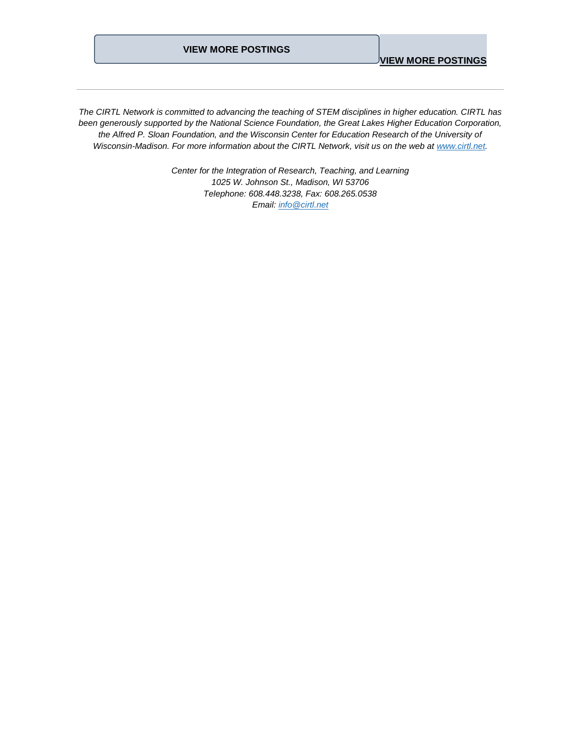**VIEW MORE POSTINGS** **VIEW MORE POSTINGS**

---

*The CIRTL Network is committed to advancing the teaching of STEM disciplines in higher education. CIRTL has been generously supported by the National Science Foundation, the Great Lakes Higher Education Corporation, the Alfred P. Sloan Foundation, and the Wisconsin Center for Education Research of the University of Wisconsin-Madison. For more information about the CIRTL Network, visit us on the web at [www.cirtl.net](http://www.cirtl.net).*

*Center for the Integration of Research, Teaching, and Learning*
*1025 W. Johnson St., Madison, WI 53706*
*Telephone: 608.448.3238, Fax: 608.265.0538*
*Email: [info@cirtl.net](mailto:info@cirtl.net)*